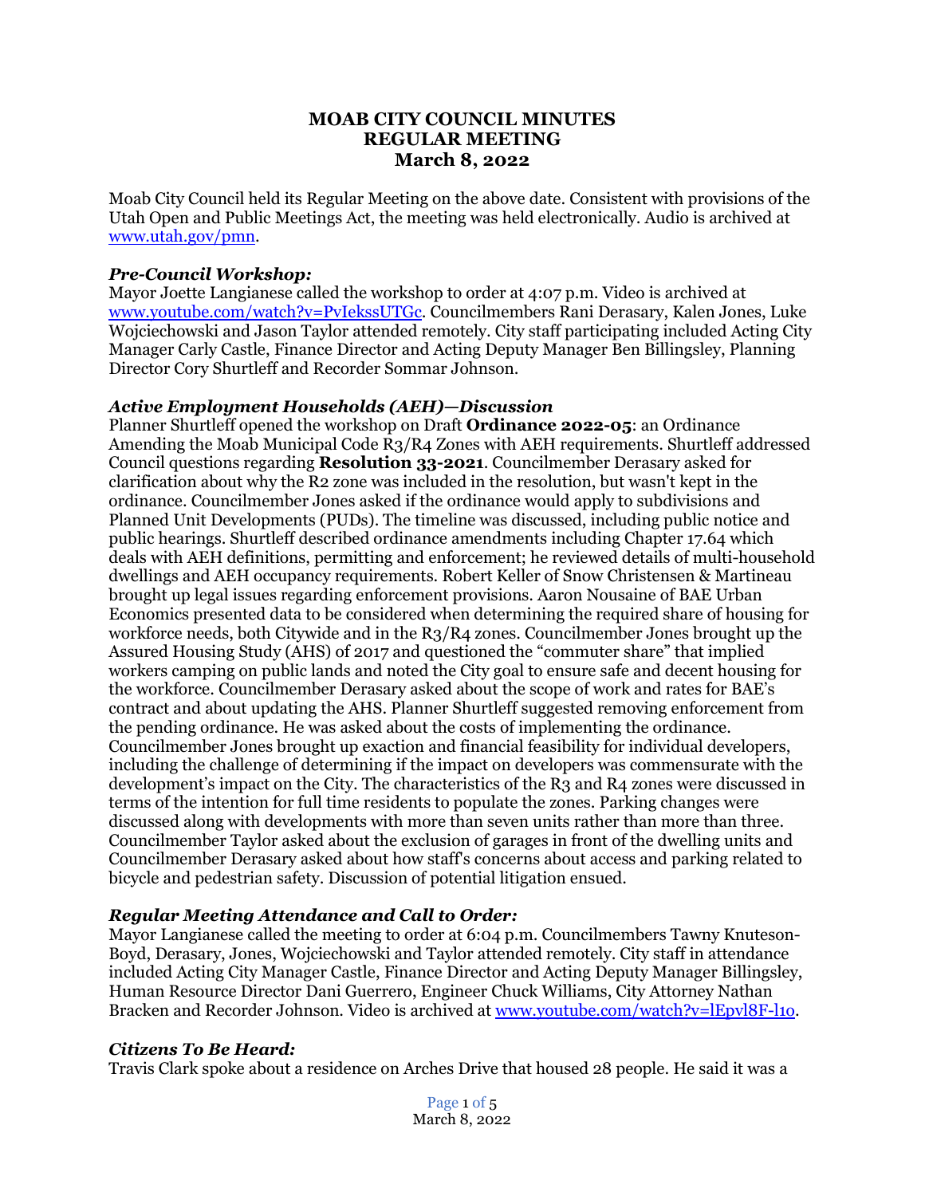# MOAB CITY COUNCIL MINUTES
# REGULAR MEETING
# March 8, 2022

Moab City Council held its Regular Meeting on the above date. Consistent with provisions of the Utah Open and Public Meetings Act, the meeting was held electronically. Audio is archived at www.utah.gov/pmn.

### *Pre-Council Workshop:*

Mayor Joette Langianese called the workshop to order at 4:07 p.m. Video is archived at www.youtube.com/watch?v=PvIekssUTGc. Councilmembers Rani Derasary, Kalen Jones, Luke Wojciechowski and Jason Taylor attended remotely. City staff participating included Acting City Manager Carly Castle, Finance Director and Acting Deputy Manager Ben Billingsley, Planning Director Cory Shurtleff and Recorder Sommar Johnson.

### *Active Employment Households (AEH)—Discussion*

Planner Shurtleff opened the workshop on Draft **Ordinance 2022-05**: an Ordinance Amending the Moab Municipal Code R3/R4 Zones with AEH requirements. Shurtleff addressed Council questions regarding **Resolution 33-2021**. Councilmember Derasary asked for clarification about why the R2 zone was included in the resolution, but wasn't kept in the ordinance. Councilmember Jones asked if the ordinance would apply to subdivisions and Planned Unit Developments (PUDs). The timeline was discussed, including public notice and public hearings. Shurtleff described ordinance amendments including Chapter 17.64 which deals with AEH definitions, permitting and enforcement; he reviewed details of multi-household dwellings and AEH occupancy requirements. Robert Keller of Snow Christensen & Martineau brought up legal issues regarding enforcement provisions. Aaron Nousaine of BAE Urban Economics presented data to be considered when determining the required share of housing for workforce needs, both Citywide and in the R3/R4 zones. Councilmember Jones brought up the Assured Housing Study (AHS) of 2017 and questioned the "commuter share" that implied workers camping on public lands and noted the City goal to ensure safe and decent housing for the workforce. Councilmember Derasary asked about the scope of work and rates for BAE's contract and about updating the AHS. Planner Shurtleff suggested removing enforcement from the pending ordinance. He was asked about the costs of implementing the ordinance. Councilmember Jones brought up exaction and financial feasibility for individual developers, including the challenge of determining if the impact on developers was commensurate with the development's impact on the City. The characteristics of the R3 and R4 zones were discussed in terms of the intention for full time residents to populate the zones. Parking changes were discussed along with developments with more than seven units rather than more than three. Councilmember Taylor asked about the exclusion of garages in front of the dwelling units and Councilmember Derasary asked about how staff's concerns about access and parking related to bicycle and pedestrian safety. Discussion of potential litigation ensued.

### *Regular Meeting Attendance and Call to Order:*

Mayor Langianese called the meeting to order at 6:04 p.m. Councilmembers Tawny Knuteson-Boyd, Derasary, Jones, Wojciechowski and Taylor attended remotely. City staff in attendance included Acting City Manager Castle, Finance Director and Acting Deputy Manager Billingsley, Human Resource Director Dani Guerrero, Engineer Chuck Williams, City Attorney Nathan Bracken and Recorder Johnson. Video is archived at www.youtube.com/watch?v=lEpvl8F-l1o.

### *Citizens To Be Heard:*

Travis Clark spoke about a residence on Arches Drive that housed 28 people. He said it was a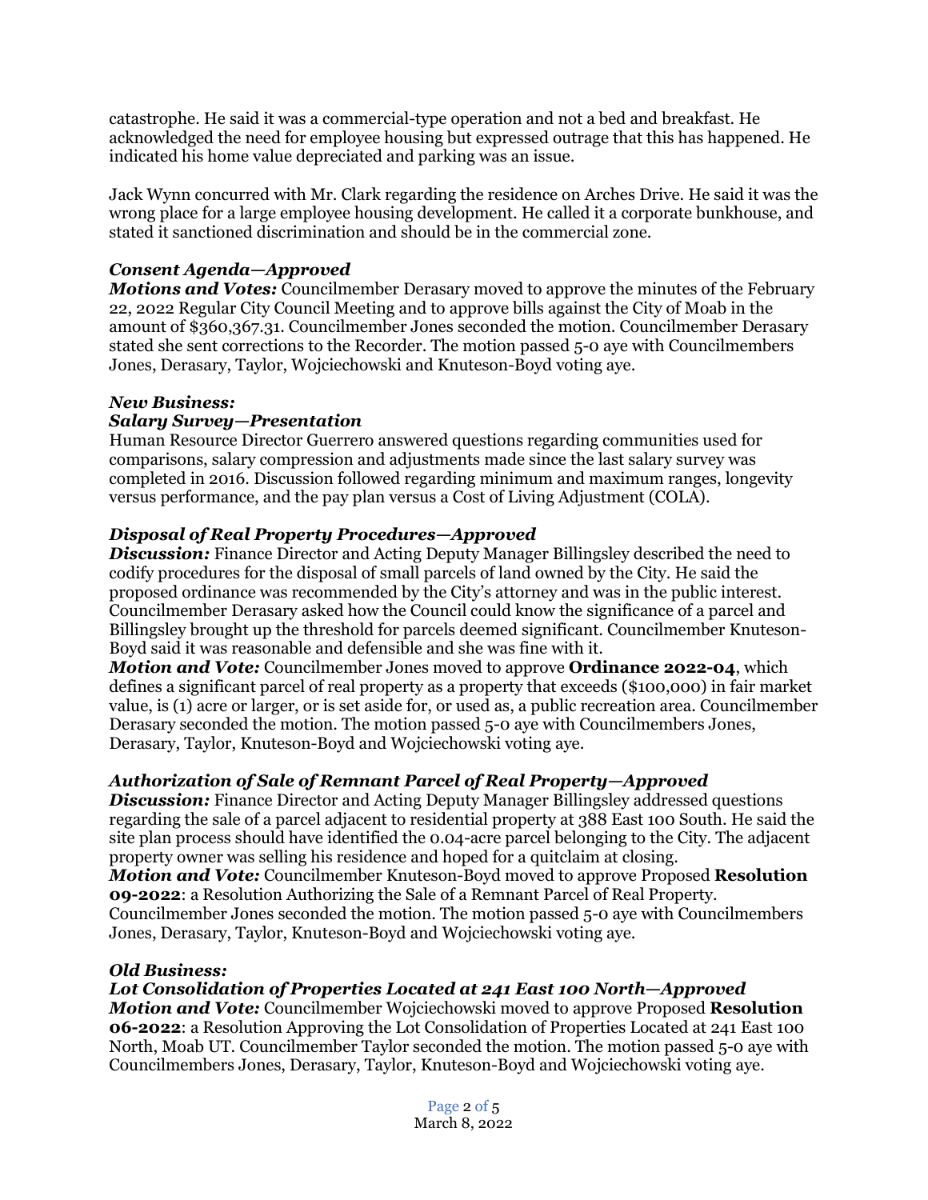catastrophe. He said it was a commercial-type operation and not a bed and breakfast. He acknowledged the need for employee housing but expressed outrage that this has happened. He indicated his home value depreciated and parking was an issue.

Jack Wynn concurred with Mr. Clark regarding the residence on Arches Drive. He said it was the wrong place for a large employee housing development. He called it a corporate bunkhouse, and stated it sanctioned discrimination and should be in the commercial zone.

### *Consent Agenda—Approved*

***Motions and Votes:*** Councilmember Derasary moved to approve the minutes of the February 22, 2022 Regular City Council Meeting and to approve bills against the City of Moab in the amount of $360,367.31. Councilmember Jones seconded the motion. Councilmember Derasary stated she sent corrections to the Recorder. The motion passed 5-0 aye with Councilmembers Jones, Derasary, Taylor, Wojciechowski and Knuteson-Boyd voting aye.

### *New Business:*

### *Salary Survey—Presentation*

Human Resource Director Guerrero answered questions regarding communities used for comparisons, salary compression and adjustments made since the last salary survey was completed in 2016. Discussion followed regarding minimum and maximum ranges, longevity versus performance, and the pay plan versus a Cost of Living Adjustment (COLA).

### *Disposal of Real Property Procedures—Approved*

***Discussion:*** Finance Director and Acting Deputy Manager Billingsley described the need to codify procedures for the disposal of small parcels of land owned by the City. He said the proposed ordinance was recommended by the City's attorney and was in the public interest. Councilmember Derasary asked how the Council could know the significance of a parcel and Billingsley brought up the threshold for parcels deemed significant. Councilmember Knuteson-Boyd said it was reasonable and defensible and she was fine with it.

***Motion and Vote:*** Councilmember Jones moved to approve **Ordinance 2022-04**, which defines a significant parcel of real property as a property that exceeds ($100,000) in fair market value, is (1) acre or larger, or is set aside for, or used as, a public recreation area. Councilmember Derasary seconded the motion. The motion passed 5-0 aye with Councilmembers Jones, Derasary, Taylor, Knuteson-Boyd and Wojciechowski voting aye.

### *Authorization of Sale of Remnant Parcel of Real Property—Approved*

***Discussion:*** Finance Director and Acting Deputy Manager Billingsley addressed questions regarding the sale of a parcel adjacent to residential property at 388 East 100 South. He said the site plan process should have identified the 0.04-acre parcel belonging to the City. The adjacent property owner was selling his residence and hoped for a quitclaim at closing.

***Motion and Vote:*** Councilmember Knuteson-Boyd moved to approve Proposed **Resolution 09-2022**: a Resolution Authorizing the Sale of a Remnant Parcel of Real Property. Councilmember Jones seconded the motion. The motion passed 5-0 aye with Councilmembers Jones, Derasary, Taylor, Knuteson-Boyd and Wojciechowski voting aye.

### *Old Business:*

### *Lot Consolidation of Properties Located at 241 East 100 North—Approved*

***Motion and Vote:*** Councilmember Wojciechowski moved to approve Proposed **Resolution 06-2022**: a Resolution Approving the Lot Consolidation of Properties Located at 241 East 100 North, Moab UT. Councilmember Taylor seconded the motion. The motion passed 5-0 aye with Councilmembers Jones, Derasary, Taylor, Knuteson-Boyd and Wojciechowski voting aye.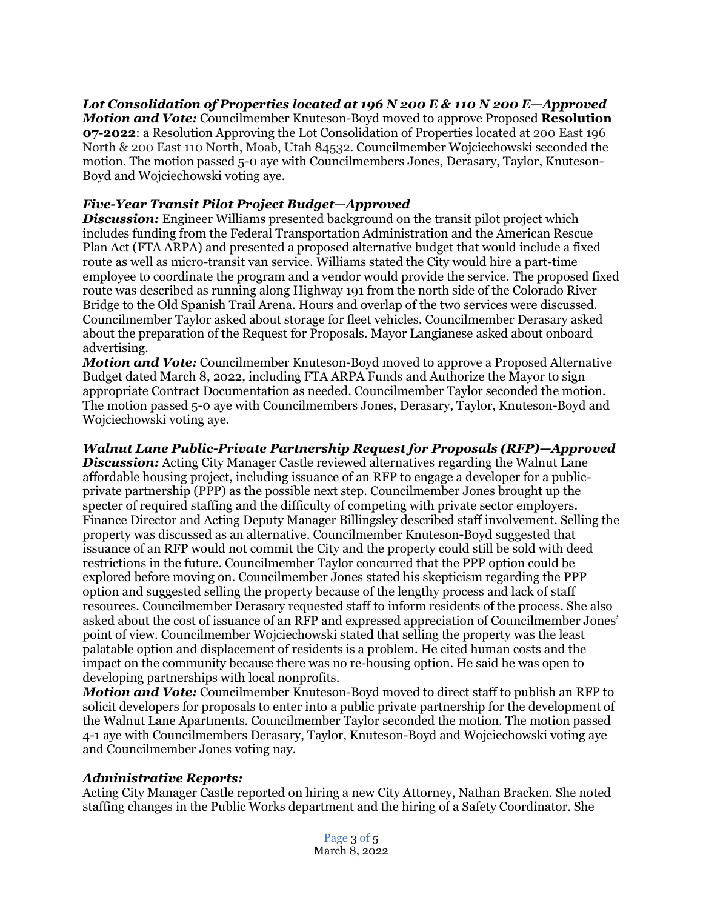### *Lot Consolidation of Properties located at 196 N 200 E & 110 N 200 E—Approved*

***Motion and Vote:*** Councilmember Knuteson-Boyd moved to approve Proposed **Resolution 07-2022**: a Resolution Approving the Lot Consolidation of Properties located at 200 East 196 North & 200 East 110 North, Moab, Utah 84532. Councilmember Wojciechowski seconded the motion. The motion passed 5-0 aye with Councilmembers Jones, Derasary, Taylor, Knuteson-Boyd and Wojciechowski voting aye.

### *Five-Year Transit Pilot Project Budget—Approved*

***Discussion:*** Engineer Williams presented background on the transit pilot project which includes funding from the Federal Transportation Administration and the American Rescue Plan Act (FTA ARPA) and presented a proposed alternative budget that would include a fixed route as well as micro-transit van service. Williams stated the City would hire a part-time employee to coordinate the program and a vendor would provide the service. The proposed fixed route was described as running along Highway 191 from the north side of the Colorado River Bridge to the Old Spanish Trail Arena. Hours and overlap of the two services were discussed. Councilmember Taylor asked about storage for fleet vehicles. Councilmember Derasary asked about the preparation of the Request for Proposals. Mayor Langianese asked about onboard advertising.

***Motion and Vote:*** Councilmember Knuteson-Boyd moved to approve a Proposed Alternative Budget dated March 8, 2022, including FTA ARPA Funds and Authorize the Mayor to sign appropriate Contract Documentation as needed. Councilmember Taylor seconded the motion. The motion passed 5-0 aye with Councilmembers Jones, Derasary, Taylor, Knuteson-Boyd and Wojciechowski voting aye.

### *Walnut Lane Public-Private Partnership Request for Proposals (RFP)—Approved*

***Discussion:*** Acting City Manager Castle reviewed alternatives regarding the Walnut Lane affordable housing project, including issuance of an RFP to engage a developer for a public-private partnership (PPP) as the possible next step. Councilmember Jones brought up the specter of required staffing and the difficulty of competing with private sector employers. Finance Director and Acting Deputy Manager Billingsley described staff involvement. Selling the property was discussed as an alternative. Councilmember Knuteson-Boyd suggested that issuance of an RFP would not commit the City and the property could still be sold with deed restrictions in the future. Councilmember Taylor concurred that the PPP option could be explored before moving on. Councilmember Jones stated his skepticism regarding the PPP option and suggested selling the property because of the lengthy process and lack of staff resources. Councilmember Derasary requested staff to inform residents of the process. She also asked about the cost of issuance of an RFP and expressed appreciation of Councilmember Jones' point of view. Councilmember Wojciechowski stated that selling the property was the least palatable option and displacement of residents is a problem. He cited human costs and the impact on the community because there was no re-housing option. He said he was open to developing partnerships with local nonprofits.

***Motion and Vote:*** Councilmember Knuteson-Boyd moved to direct staff to publish an RFP to solicit developers for proposals to enter into a public private partnership for the development of the Walnut Lane Apartments. Councilmember Taylor seconded the motion. The motion passed 4-1 aye with Councilmembers Derasary, Taylor, Knuteson-Boyd and Wojciechowski voting aye and Councilmember Jones voting nay.

### *Administrative Reports:*

Acting City Manager Castle reported on hiring a new City Attorney, Nathan Bracken. She noted staffing changes in the Public Works department and the hiring of a Safety Coordinator. She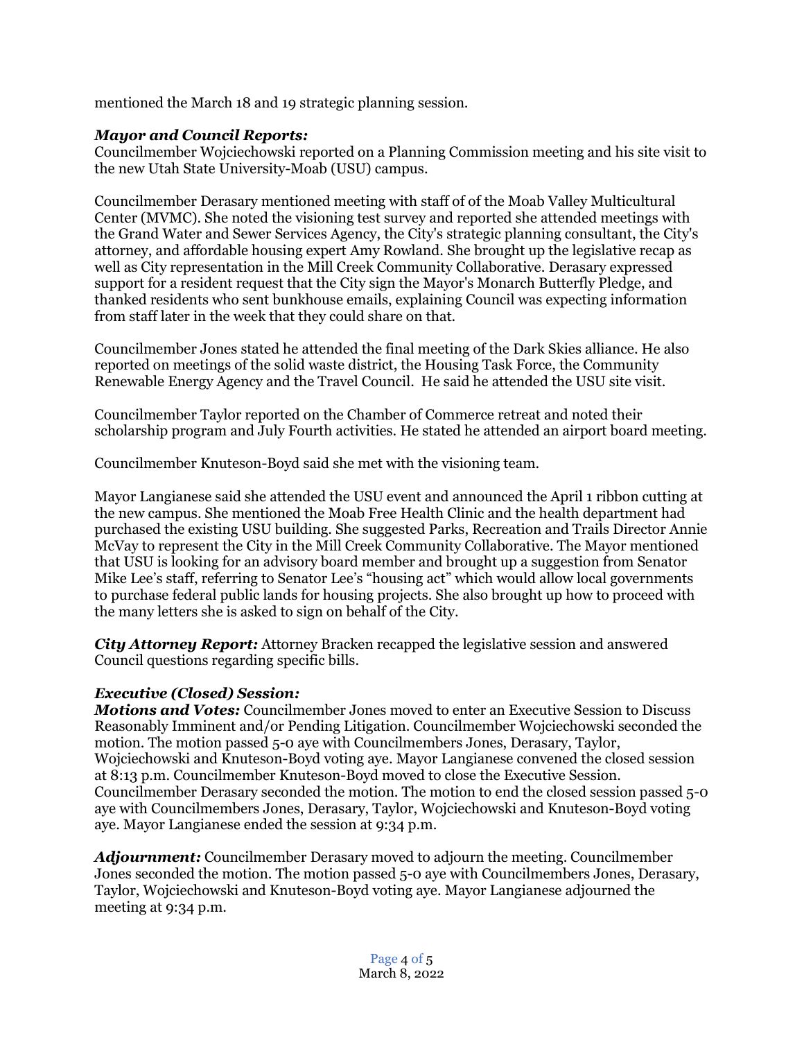mentioned the March 18 and 19 strategic planning session.

***Mayor and Council Reports:***
Councilmember Wojciechowski reported on a Planning Commission meeting and his site visit to the new Utah State University-Moab (USU) campus.

Councilmember Derasary mentioned meeting with staff of of the Moab Valley Multicultural Center (MVMC). She noted the visioning test survey and reported she attended meetings with the Grand Water and Sewer Services Agency, the City's strategic planning consultant, the City's attorney, and affordable housing expert Amy Rowland. She brought up the legislative recap as well as City representation in the Mill Creek Community Collaborative. Derasary expressed support for a resident request that the City sign the Mayor's Monarch Butterfly Pledge, and thanked residents who sent bunkhouse emails, explaining Council was expecting information from staff later in the week that they could share on that.

Councilmember Jones stated he attended the final meeting of the Dark Skies alliance. He also reported on meetings of the solid waste district, the Housing Task Force, the Community Renewable Energy Agency and the Travel Council. He said he attended the USU site visit.

Councilmember Taylor reported on the Chamber of Commerce retreat and noted their scholarship program and July Fourth activities. He stated he attended an airport board meeting.

Councilmember Knuteson-Boyd said she met with the visioning team.

Mayor Langianese said she attended the USU event and announced the April 1 ribbon cutting at the new campus. She mentioned the Moab Free Health Clinic and the health department had purchased the existing USU building. She suggested Parks, Recreation and Trails Director Annie McVay to represent the City in the Mill Creek Community Collaborative. The Mayor mentioned that USU is looking for an advisory board member and brought up a suggestion from Senator Mike Lee's staff, referring to Senator Lee's "housing act" which would allow local governments to purchase federal public lands for housing projects. She also brought up how to proceed with the many letters she is asked to sign on behalf of the City.

***City Attorney Report:*** Attorney Bracken recapped the legislative session and answered Council questions regarding specific bills.

***Executive (Closed) Session:***
***Motions and Votes:*** Councilmember Jones moved to enter an Executive Session to Discuss Reasonably Imminent and/or Pending Litigation. Councilmember Wojciechowski seconded the motion. The motion passed 5-0 aye with Councilmembers Jones, Derasary, Taylor, Wojciechowski and Knuteson-Boyd voting aye. Mayor Langianese convened the closed session at 8:13 p.m. Councilmember Knuteson-Boyd moved to close the Executive Session. Councilmember Derasary seconded the motion. The motion to end the closed session passed 5-0 aye with Councilmembers Jones, Derasary, Taylor, Wojciechowski and Knuteson-Boyd voting aye. Mayor Langianese ended the session at 9:34 p.m.

***Adjournment:*** Councilmember Derasary moved to adjourn the meeting. Councilmember Jones seconded the motion. The motion passed 5-0 aye with Councilmembers Jones, Derasary, Taylor, Wojciechowski and Knuteson-Boyd voting aye. Mayor Langianese adjourned the meeting at 9:34 p.m.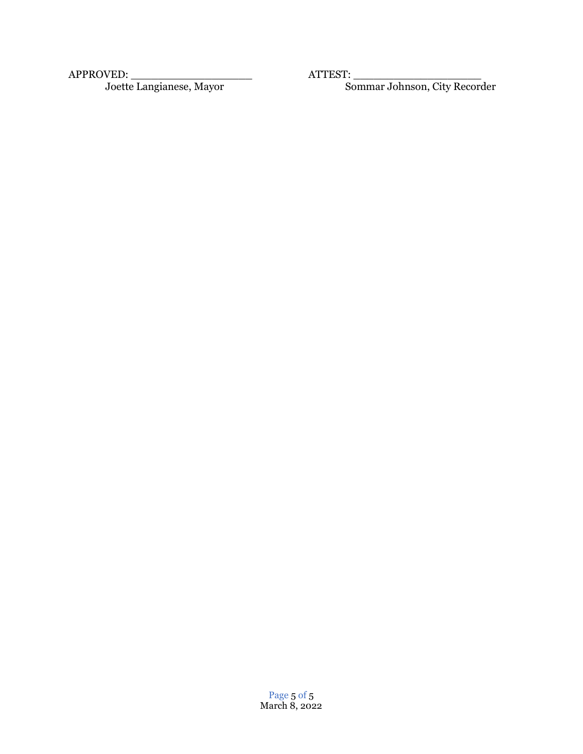APPROVED: ___________________ ATTEST: ____________________

Joette Langianese, Mayor Sommar Johnson, City Recorder